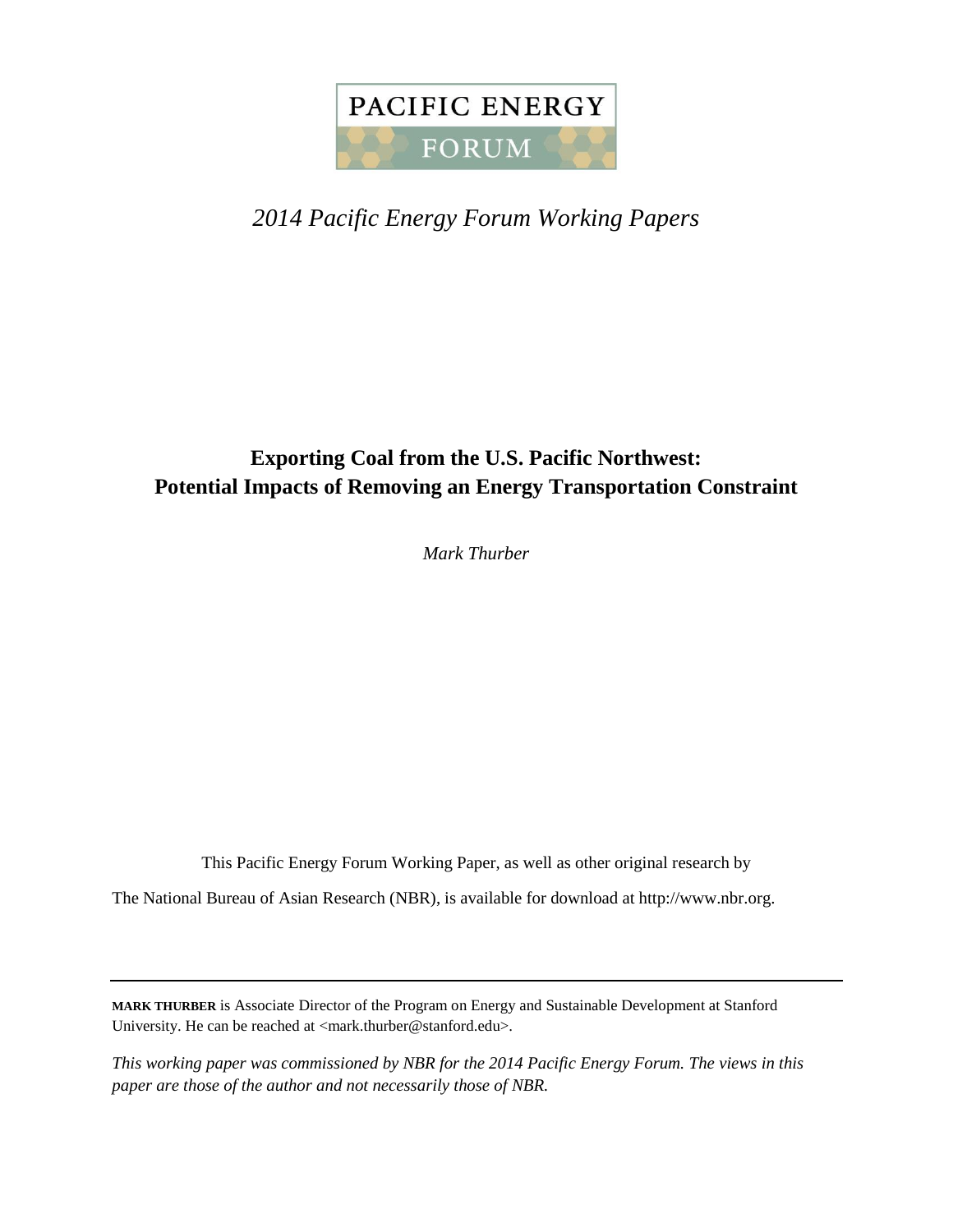PACIFIC ENERGY FORUM

*2014 Pacific Energy Forum Working Papers*

# Exporting Coal from the U.S. Pacific Northwest: Potential Impacts of Removing an Energy Transportation Constraint

*Mark Thurber*

This Pacific Energy Forum Working Paper, as well as other original research by The National Bureau of Asian Research (NBR), is available for download at http://www.nbr.org.

---

**MARK THURBER** is Associate Director of the Program on Energy and Sustainable Development at Stanford University. He can be reached at <mark.thurber@stanford.edu>.

*This working paper was commissioned by NBR for the 2014 Pacific Energy Forum. The views in this paper are those of the author and not necessarily those of NBR.*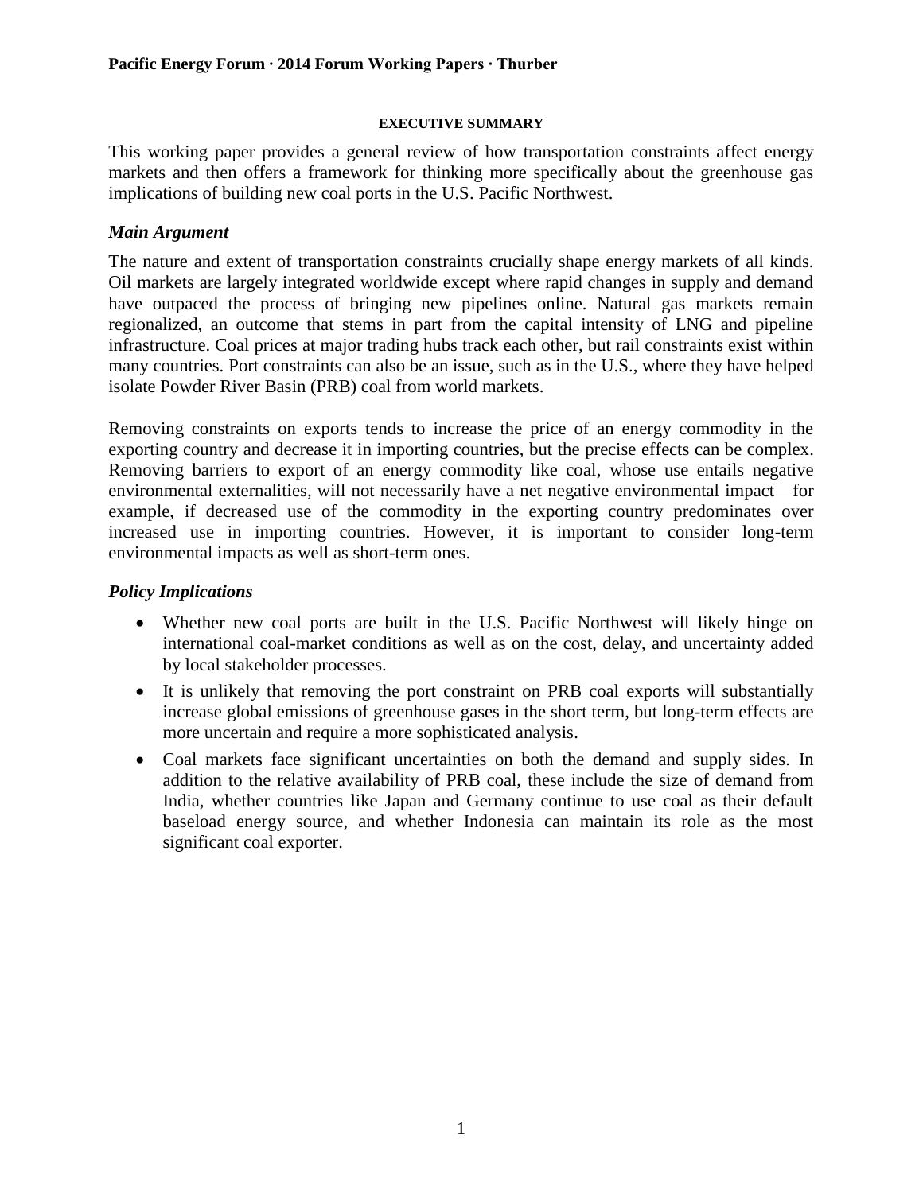## EXECUTIVE SUMMARY

This working paper provides a general review of how transportation constraints affect energy markets and then offers a framework for thinking more specifically about the greenhouse gas implications of building new coal ports in the U.S. Pacific Northwest.

### *Main Argument*

The nature and extent of transportation constraints crucially shape energy markets of all kinds. Oil markets are largely integrated worldwide except where rapid changes in supply and demand have outpaced the process of bringing new pipelines online. Natural gas markets remain regionalized, an outcome that stems in part from the capital intensity of LNG and pipeline infrastructure. Coal prices at major trading hubs track each other, but rail constraints exist within many countries. Port constraints can also be an issue, such as in the U.S., where they have helped isolate Powder River Basin (PRB) coal from world markets.

Removing constraints on exports tends to increase the price of an energy commodity in the exporting country and decrease it in importing countries, but the precise effects can be complex. Removing barriers to export of an energy commodity like coal, whose use entails negative environmental externalities, will not necessarily have a net negative environmental impact—for example, if decreased use of the commodity in the exporting country predominates over increased use in importing countries. However, it is important to consider long-term environmental impacts as well as short-term ones.

### *Policy Implications*

- Whether new coal ports are built in the U.S. Pacific Northwest will likely hinge on international coal-market conditions as well as on the cost, delay, and uncertainty added by local stakeholder processes.
- It is unlikely that removing the port constraint on PRB coal exports will substantially increase global emissions of greenhouse gases in the short term, but long-term effects are more uncertain and require a more sophisticated analysis.
- Coal markets face significant uncertainties on both the demand and supply sides. In addition to the relative availability of PRB coal, these include the size of demand from India, whether countries like Japan and Germany continue to use coal as their default baseload energy source, and whether Indonesia can maintain its role as the most significant coal exporter.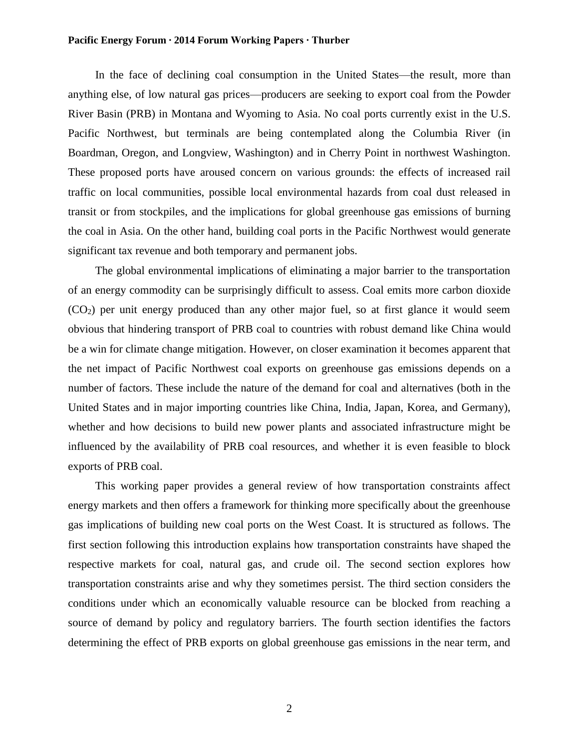In the face of declining coal consumption in the United States—the result, more than anything else, of low natural gas prices—producers are seeking to export coal from the Powder River Basin (PRB) in Montana and Wyoming to Asia. No coal ports currently exist in the U.S. Pacific Northwest, but terminals are being contemplated along the Columbia River (in Boardman, Oregon, and Longview, Washington) and in Cherry Point in northwest Washington. These proposed ports have aroused concern on various grounds: the effects of increased rail traffic on local communities, possible local environmental hazards from coal dust released in transit or from stockpiles, and the implications for global greenhouse gas emissions of burning the coal in Asia. On the other hand, building coal ports in the Pacific Northwest would generate significant tax revenue and both temporary and permanent jobs.

The global environmental implications of eliminating a major barrier to the transportation of an energy commodity can be surprisingly difficult to assess. Coal emits more carbon dioxide ($CO_2$) per unit energy produced than any other major fuel, so at first glance it would seem obvious that hindering transport of PRB coal to countries with robust demand like China would be a win for climate change mitigation. However, on closer examination it becomes apparent that the net impact of Pacific Northwest coal exports on greenhouse gas emissions depends on a number of factors. These include the nature of the demand for coal and alternatives (both in the United States and in major importing countries like China, India, Japan, Korea, and Germany), whether and how decisions to build new power plants and associated infrastructure might be influenced by the availability of PRB coal resources, and whether it is even feasible to block exports of PRB coal.

This working paper provides a general review of how transportation constraints affect energy markets and then offers a framework for thinking more specifically about the greenhouse gas implications of building new coal ports on the West Coast. It is structured as follows. The first section following this introduction explains how transportation constraints have shaped the respective markets for coal, natural gas, and crude oil. The second section explores how transportation constraints arise and why they sometimes persist. The third section considers the conditions under which an economically valuable resource can be blocked from reaching a source of demand by policy and regulatory barriers. The fourth section identifies the factors determining the effect of PRB exports on global greenhouse gas emissions in the near term, and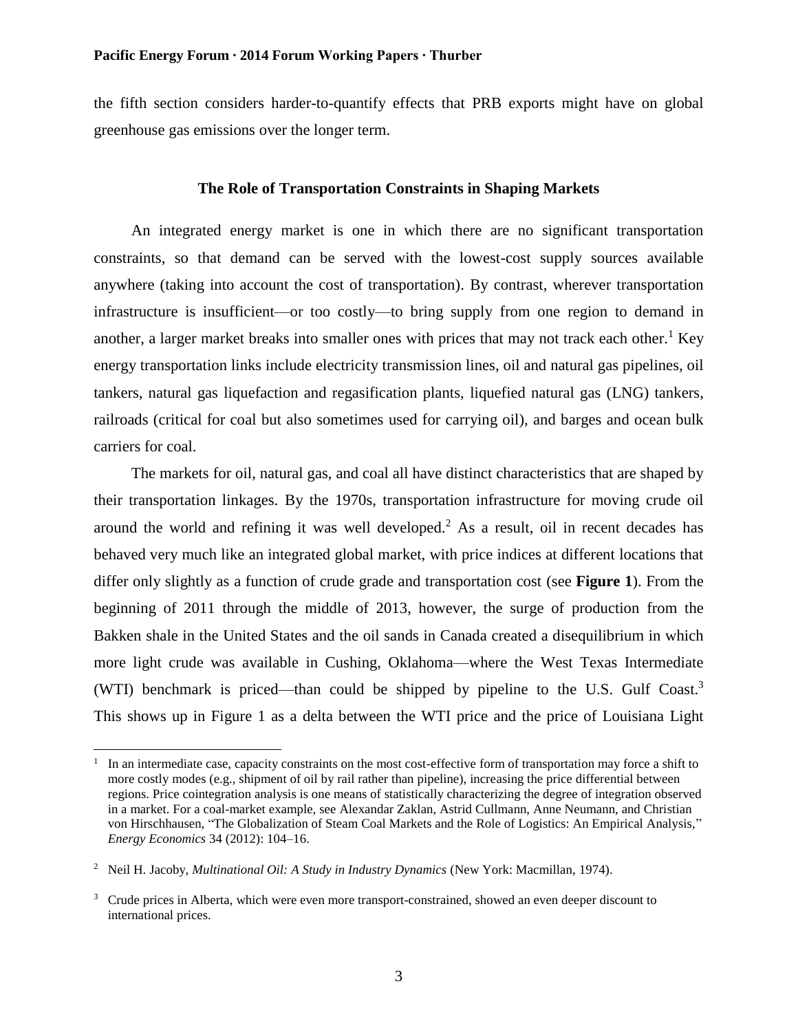the fifth section considers harder-to-quantify effects that PRB exports might have on global greenhouse gas emissions over the longer term.

## The Role of Transportation Constraints in Shaping Markets

An integrated energy market is one in which there are no significant transportation constraints, so that demand can be served with the lowest-cost supply sources available anywhere (taking into account the cost of transportation). By contrast, wherever transportation infrastructure is insufficient—or too costly—to bring supply from one region to demand in another, a larger market breaks into smaller ones with prices that may not track each other.[1] Key energy transportation links include electricity transmission lines, oil and natural gas pipelines, oil tankers, natural gas liquefaction and regasification plants, liquefied natural gas (LNG) tankers, railroads (critical for coal but also sometimes used for carrying oil), and barges and ocean bulk carriers for coal.

The markets for oil, natural gas, and coal all have distinct characteristics that are shaped by their transportation linkages. By the 1970s, transportation infrastructure for moving crude oil around the world and refining it was well developed.[2] As a result, oil in recent decades has behaved very much like an integrated global market, with price indices at different locations that differ only slightly as a function of crude grade and transportation cost (see **Figure 1**). From the beginning of 2011 through the middle of 2013, however, the surge of production from the Bakken shale in the United States and the oil sands in Canada created a disequilibrium in which more light crude was available in Cushing, Oklahoma—where the West Texas Intermediate (WTI) benchmark is priced—than could be shipped by pipeline to the U.S. Gulf Coast.[3] This shows up in Figure 1 as a delta between the WTI price and the price of Louisiana Light

---

[1] In an intermediate case, capacity constraints on the most cost-effective form of transportation may force a shift to more costly modes (e.g., shipment of oil by rail rather than pipeline), increasing the price differential between regions. Price cointegration analysis is one means of statistically characterizing the degree of integration observed in a market. For a coal-market example, see Alexandar Zaklan, Astrid Cullmann, Anne Neumann, and Christian von Hirschhausen, "The Globalization of Steam Coal Markets and the Role of Logistics: An Empirical Analysis," *Energy Economics* 34 (2012): 104–16.

[2] Neil H. Jacoby, *Multinational Oil: A Study in Industry Dynamics* (New York: Macmillan, 1974).

[3] Crude prices in Alberta, which were even more transport-constrained, showed an even deeper discount to international prices.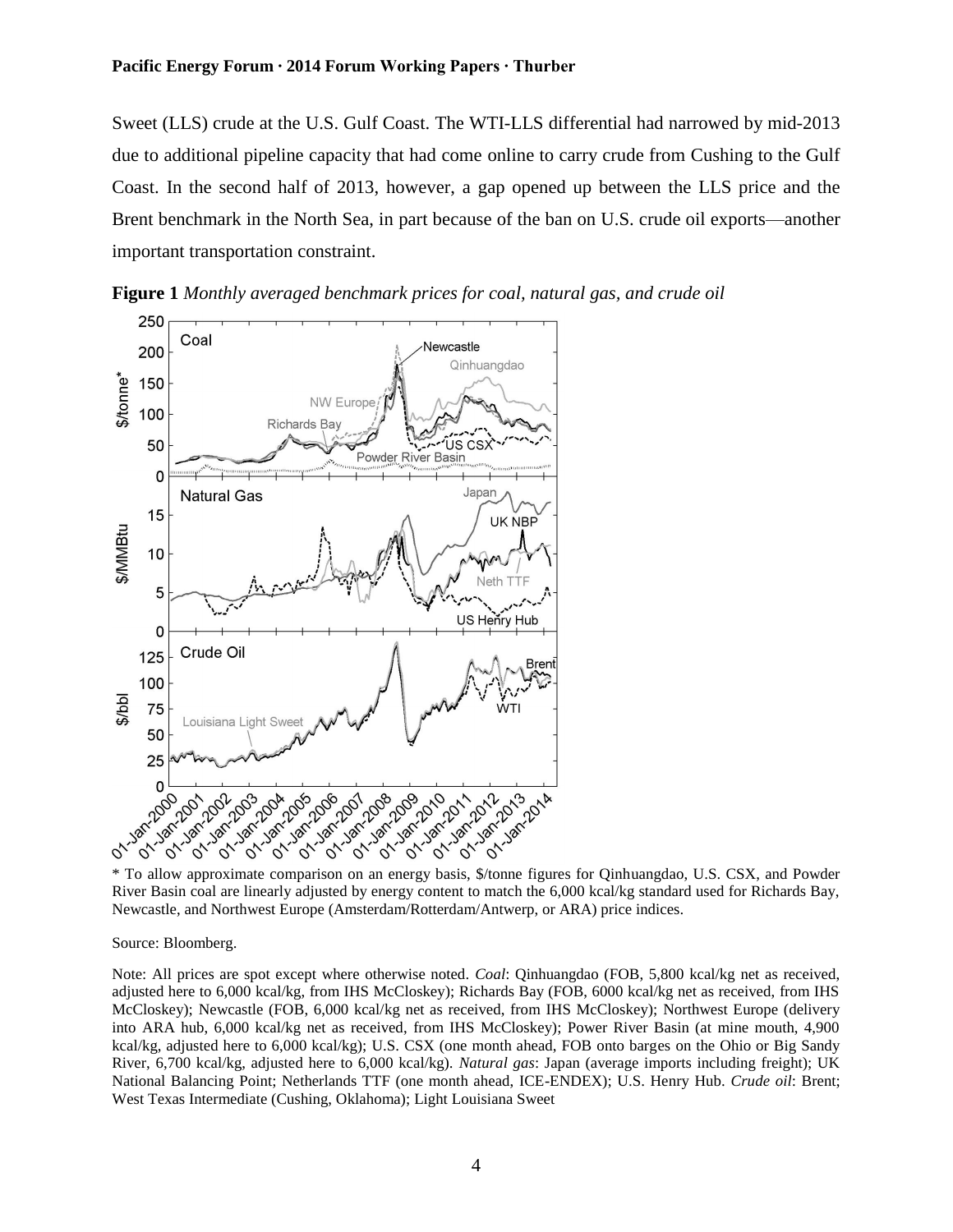Sweet (LLS) crude at the U.S. Gulf Coast. The WTI-LLS differential had narrowed by mid-2013 due to additional pipeline capacity that had come online to carry crude from Cushing to the Gulf Coast. In the second half of 2013, however, a gap opened up between the LLS price and the Brent benchmark in the North Sea, in part because of the ban on U.S. crude oil exports—another important transportation constraint.

**Figure 1** *Monthly averaged benchmark prices for coal, natural gas, and crude oil*

\* To allow approximate comparison on an energy basis, $/tonne figures for Qinhuangdao, U.S. CSX, and Powder River Basin coal are linearly adjusted by energy content to match the 6,000 kcal/kg standard used for Richards Bay, Newcastle, and Northwest Europe (Amsterdam/Rotterdam/Antwerp, or ARA) price indices.

Source: Bloomberg.

Note: All prices are spot except where otherwise noted. *Coal*: Qinhuangdao (FOB, 5,800 kcal/kg net as received, adjusted here to 6,000 kcal/kg, from IHS McCloskey); Richards Bay (FOB, 6000 kcal/kg net as received, from IHS McCloskey); Newcastle (FOB, 6,000 kcal/kg net as received, from IHS McCloskey); Northwest Europe (delivery into ARA hub, 6,000 kcal/kg net as received, from IHS McCloskey); Power River Basin (at mine mouth, 4,900 kcal/kg, adjusted here to 6,000 kcal/kg); U.S. CSX (one month ahead, FOB onto barges on the Ohio or Big Sandy River, 6,700 kcal/kg, adjusted here to 6,000 kcal/kg). *Natural gas*: Japan (average imports including freight); UK National Balancing Point; Netherlands TTF (one month ahead, ICE-ENDEX); U.S. Henry Hub. *Crude oil*: Brent; West Texas Intermediate (Cushing, Oklahoma); Light Louisiana Sweet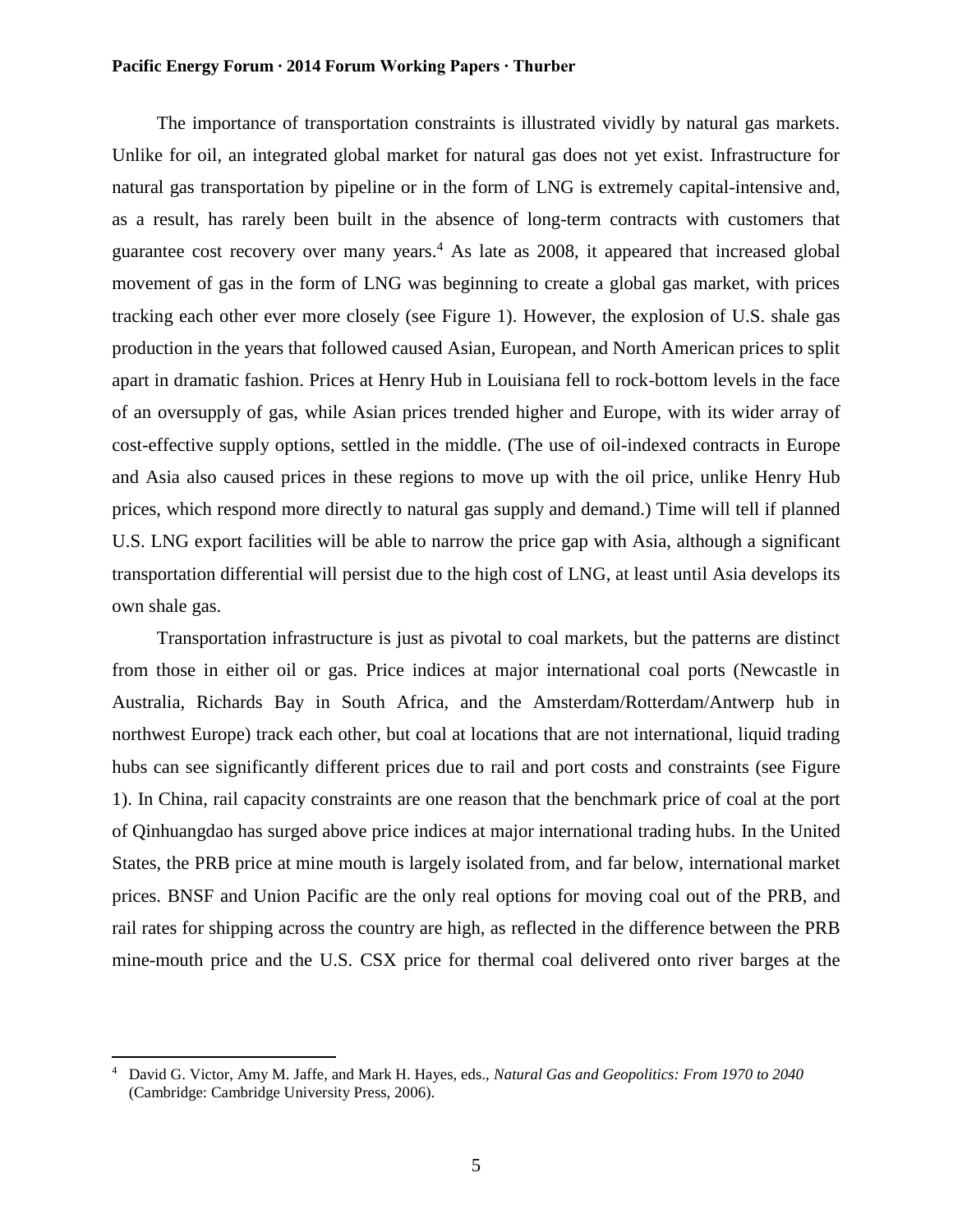The importance of transportation constraints is illustrated vividly by natural gas markets. Unlike for oil, an integrated global market for natural gas does not yet exist. Infrastructure for natural gas transportation by pipeline or in the form of LNG is extremely capital-intensive and, as a result, has rarely been built in the absence of long-term contracts with customers that guarantee cost recovery over many years.[4] As late as 2008, it appeared that increased global movement of gas in the form of LNG was beginning to create a global gas market, with prices tracking each other ever more closely (see Figure 1). However, the explosion of U.S. shale gas production in the years that followed caused Asian, European, and North American prices to split apart in dramatic fashion. Prices at Henry Hub in Louisiana fell to rock-bottom levels in the face of an oversupply of gas, while Asian prices trended higher and Europe, with its wider array of cost-effective supply options, settled in the middle. (The use of oil-indexed contracts in Europe and Asia also caused prices in these regions to move up with the oil price, unlike Henry Hub prices, which respond more directly to natural gas supply and demand.) Time will tell if planned U.S. LNG export facilities will be able to narrow the price gap with Asia, although a significant transportation differential will persist due to the high cost of LNG, at least until Asia develops its own shale gas.

Transportation infrastructure is just as pivotal to coal markets, but the patterns are distinct from those in either oil or gas. Price indices at major international coal ports (Newcastle in Australia, Richards Bay in South Africa, and the Amsterdam/Rotterdam/Antwerp hub in northwest Europe) track each other, but coal at locations that are not international, liquid trading hubs can see significantly different prices due to rail and port costs and constraints (see Figure 1). In China, rail capacity constraints are one reason that the benchmark price of coal at the port of Qinhuangdao has surged above price indices at major international trading hubs. In the United States, the PRB price at mine mouth is largely isolated from, and far below, international market prices. BNSF and Union Pacific are the only real options for moving coal out of the PRB, and rail rates for shipping across the country are high, as reflected in the difference between the PRB mine-mouth price and the U.S. CSX price for thermal coal delivered onto river barges at the

---

[4] David G. Victor, Amy M. Jaffe, and Mark H. Hayes, eds., *Natural Gas and Geopolitics: From 1970 to 2040* (Cambridge: Cambridge University Press, 2006).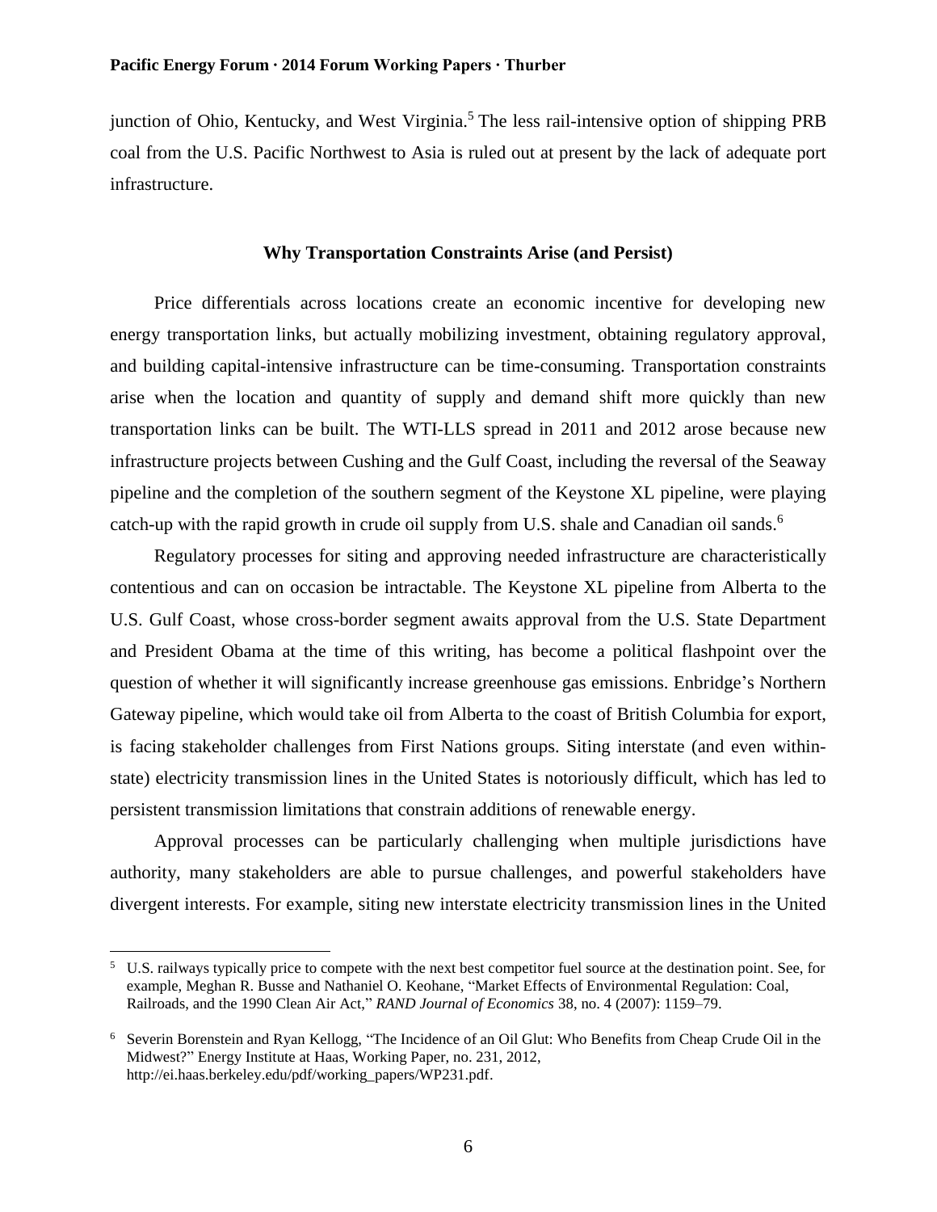junction of Ohio, Kentucky, and West Virginia.[5] The less rail-intensive option of shipping PRB coal from the U.S. Pacific Northwest to Asia is ruled out at present by the lack of adequate port infrastructure.

### Why Transportation Constraints Arise (and Persist)

Price differentials across locations create an economic incentive for developing new energy transportation links, but actually mobilizing investment, obtaining regulatory approval, and building capital-intensive infrastructure can be time-consuming. Transportation constraints arise when the location and quantity of supply and demand shift more quickly than new transportation links can be built. The WTI-LLS spread in 2011 and 2012 arose because new infrastructure projects between Cushing and the Gulf Coast, including the reversal of the Seaway pipeline and the completion of the southern segment of the Keystone XL pipeline, were playing catch-up with the rapid growth in crude oil supply from U.S. shale and Canadian oil sands.[6]

Regulatory processes for siting and approving needed infrastructure are characteristically contentious and can on occasion be intractable. The Keystone XL pipeline from Alberta to the U.S. Gulf Coast, whose cross-border segment awaits approval from the U.S. State Department and President Obama at the time of this writing, has become a political flashpoint over the question of whether it will significantly increase greenhouse gas emissions. Enbridge's Northern Gateway pipeline, which would take oil from Alberta to the coast of British Columbia for export, is facing stakeholder challenges from First Nations groups. Siting interstate (and even within-state) electricity transmission lines in the United States is notoriously difficult, which has led to persistent transmission limitations that constrain additions of renewable energy.

Approval processes can be particularly challenging when multiple jurisdictions have authority, many stakeholders are able to pursue challenges, and powerful stakeholders have divergent interests. For example, siting new interstate electricity transmission lines in the United

---

[5] U.S. railways typically price to compete with the next best competitor fuel source at the destination point. See, for example, Meghan R. Busse and Nathaniel O. Keohane, "Market Effects of Environmental Regulation: Coal, Railroads, and the 1990 Clean Air Act," *RAND Journal of Economics* 38, no. 4 (2007): 1159–79.

[6] Severin Borenstein and Ryan Kellogg, "The Incidence of an Oil Glut: Who Benefits from Cheap Crude Oil in the Midwest?" Energy Institute at Haas, Working Paper, no. 231, 2012, http://ei.haas.berkeley.edu/pdf/working_papers/WP231.pdf.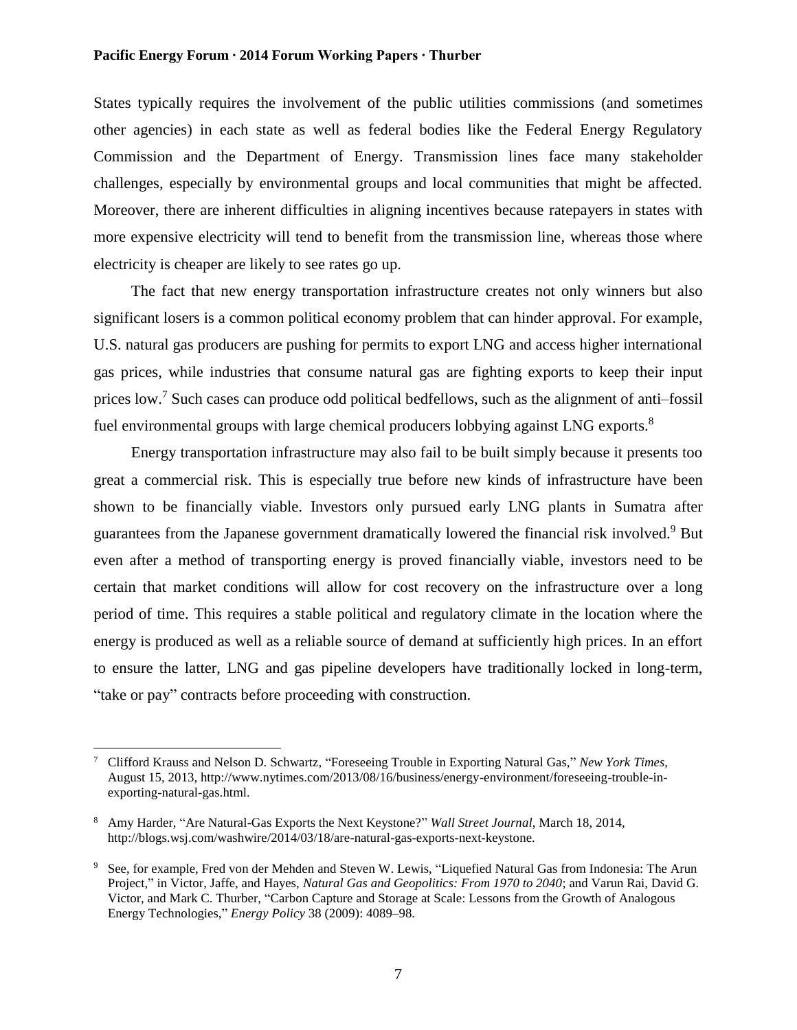States typically requires the involvement of the public utilities commissions (and sometimes other agencies) in each state as well as federal bodies like the Federal Energy Regulatory Commission and the Department of Energy. Transmission lines face many stakeholder challenges, especially by environmental groups and local communities that might be affected. Moreover, there are inherent difficulties in aligning incentives because ratepayers in states with more expensive electricity will tend to benefit from the transmission line, whereas those where electricity is cheaper are likely to see rates go up.

The fact that new energy transportation infrastructure creates not only winners but also significant losers is a common political economy problem that can hinder approval. For example, U.S. natural gas producers are pushing for permits to export LNG and access higher international gas prices, while industries that consume natural gas are fighting exports to keep their input prices low.[7] Such cases can produce odd political bedfellows, such as the alignment of anti–fossil fuel environmental groups with large chemical producers lobbying against LNG exports.[8]

Energy transportation infrastructure may also fail to be built simply because it presents too great a commercial risk. This is especially true before new kinds of infrastructure have been shown to be financially viable. Investors only pursued early LNG plants in Sumatra after guarantees from the Japanese government dramatically lowered the financial risk involved.[9] But even after a method of transporting energy is proved financially viable, investors need to be certain that market conditions will allow for cost recovery on the infrastructure over a long period of time. This requires a stable political and regulatory climate in the location where the energy is produced as well as a reliable source of demand at sufficiently high prices. In an effort to ensure the latter, LNG and gas pipeline developers have traditionally locked in long-term, "take or pay" contracts before proceeding with construction.

---

[7] Clifford Krauss and Nelson D. Schwartz, "Foreseeing Trouble in Exporting Natural Gas," *New York Times*, August 15, 2013, http://www.nytimes.com/2013/08/16/business/energy-environment/foreseeing-trouble-in-exporting-natural-gas.html.

[8] Amy Harder, "Are Natural-Gas Exports the Next Keystone?" *Wall Street Journal*, March 18, 2014, http://blogs.wsj.com/washwire/2014/03/18/are-natural-gas-exports-next-keystone.

[9] See, for example, Fred von der Mehden and Steven W. Lewis, "Liquefied Natural Gas from Indonesia: The Arun Project," in Victor, Jaffe, and Hayes, *Natural Gas and Geopolitics: From 1970 to 2040*; and Varun Rai, David G. Victor, and Mark C. Thurber, "Carbon Capture and Storage at Scale: Lessons from the Growth of Analogous Energy Technologies," *Energy Policy* 38 (2009): 4089–98.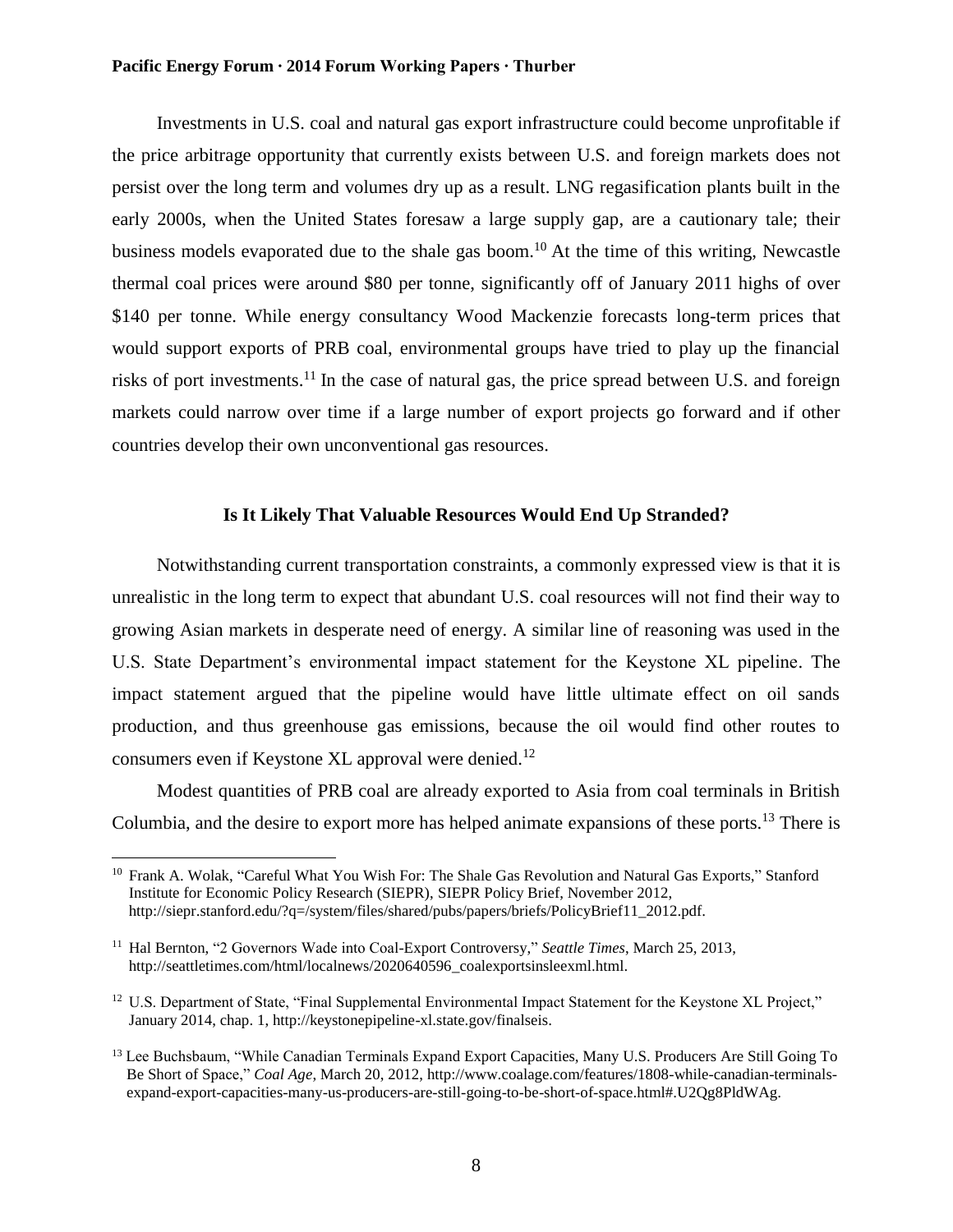Investments in U.S. coal and natural gas export infrastructure could become unprofitable if the price arbitrage opportunity that currently exists between U.S. and foreign markets does not persist over the long term and volumes dry up as a result. LNG regasification plants built in the early 2000s, when the United States foresaw a large supply gap, are a cautionary tale; their business models evaporated due to the shale gas boom.[10] At the time of this writing, Newcastle thermal coal prices were around $80 per tonne, significantly off of January 2011 highs of over $140 per tonne. While energy consultancy Wood Mackenzie forecasts long-term prices that would support exports of PRB coal, environmental groups have tried to play up the financial risks of port investments.[11] In the case of natural gas, the price spread between U.S. and foreign markets could narrow over time if a large number of export projects go forward and if other countries develop their own unconventional gas resources.

## Is It Likely That Valuable Resources Would End Up Stranded?

Notwithstanding current transportation constraints, a commonly expressed view is that it is unrealistic in the long term to expect that abundant U.S. coal resources will not find their way to growing Asian markets in desperate need of energy. A similar line of reasoning was used in the U.S. State Department's environmental impact statement for the Keystone XL pipeline. The impact statement argued that the pipeline would have little ultimate effect on oil sands production, and thus greenhouse gas emissions, because the oil would find other routes to consumers even if Keystone XL approval were denied.[12]

Modest quantities of PRB coal are already exported to Asia from coal terminals in British Columbia, and the desire to export more has helped animate expansions of these ports.[13] There is

---

[10] Frank A. Wolak, "Careful What You Wish For: The Shale Gas Revolution and Natural Gas Exports," Stanford Institute for Economic Policy Research (SIEPR), SIEPR Policy Brief, November 2012, http://siepr.stanford.edu/?q=/system/files/shared/pubs/papers/briefs/PolicyBrief11_2012.pdf.

[11] Hal Bernton, "2 Governors Wade into Coal-Export Controversy," *Seattle Times*, March 25, 2013, http://seattletimes.com/html/localnews/2020640596_coalexportsinsleexml.html.

[12] U.S. Department of State, "Final Supplemental Environmental Impact Statement for the Keystone XL Project," January 2014, chap. 1, http://keystonepipeline-xl.state.gov/finalseis.

[13] Lee Buchsbaum, "While Canadian Terminals Expand Export Capacities, Many U.S. Producers Are Still Going To Be Short of Space," *Coal Age*, March 20, 2012, http://www.coalage.com/features/1808-while-canadian-terminals-expand-export-capacities-many-us-producers-are-still-going-to-be-short-of-space.html#.U2Qg8PldWAg.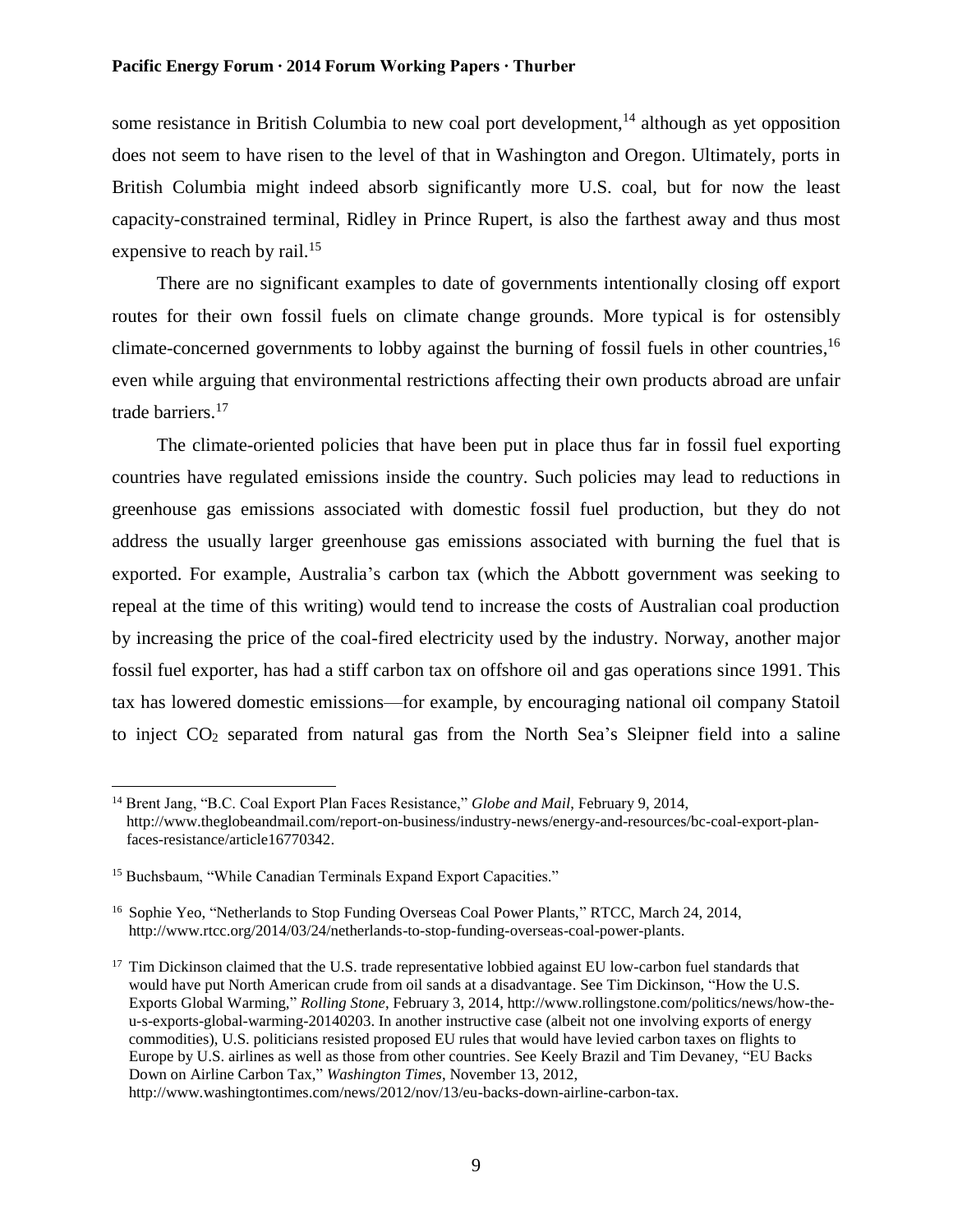some resistance in British Columbia to new coal port development,[14] although as yet opposition does not seem to have risen to the level of that in Washington and Oregon. Ultimately, ports in British Columbia might indeed absorb significantly more U.S. coal, but for now the least capacity-constrained terminal, Ridley in Prince Rupert, is also the farthest away and thus most expensive to reach by rail.[15]

There are no significant examples to date of governments intentionally closing off export routes for their own fossil fuels on climate change grounds. More typical is for ostensibly climate-concerned governments to lobby against the burning of fossil fuels in other countries,[16] even while arguing that environmental restrictions affecting their own products abroad are unfair trade barriers.[17]

The climate-oriented policies that have been put in place thus far in fossil fuel exporting countries have regulated emissions inside the country. Such policies may lead to reductions in greenhouse gas emissions associated with domestic fossil fuel production, but they do not address the usually larger greenhouse gas emissions associated with burning the fuel that is exported. For example, Australia's carbon tax (which the Abbott government was seeking to repeal at the time of this writing) would tend to increase the costs of Australian coal production by increasing the price of the coal-fired electricity used by the industry. Norway, another major fossil fuel exporter, has had a stiff carbon tax on offshore oil and gas operations since 1991. This tax has lowered domestic emissions—for example, by encouraging national oil company Statoil to inject $CO_2$ separated from natural gas from the North Sea's Sleipner field into a saline

---

[14] Brent Jang, "B.C. Coal Export Plan Faces Resistance," *Globe and Mail*, February 9, 2014, http://www.theglobeandmail.com/report-on-business/industry-news/energy-and-resources/bc-coal-export-plan-faces-resistance/article16770342.

[15] Buchsbaum, "While Canadian Terminals Expand Export Capacities."

[16] Sophie Yeo, "Netherlands to Stop Funding Overseas Coal Power Plants," RTCC, March 24, 2014, http://www.rtcc.org/2014/03/24/netherlands-to-stop-funding-overseas-coal-power-plants.

[17] Tim Dickinson claimed that the U.S. trade representative lobbied against EU low-carbon fuel standards that would have put North American crude from oil sands at a disadvantage. See Tim Dickinson, "How the U.S. Exports Global Warming," *Rolling Stone*, February 3, 2014, http://www.rollingstone.com/politics/news/how-the-u-s-exports-global-warming-20140203. In another instructive case (albeit not one involving exports of energy commodities), U.S. politicians resisted proposed EU rules that would have levied carbon taxes on flights to Europe by U.S. airlines as well as those from other countries. See Keely Brazil and Tim Devaney, "EU Backs Down on Airline Carbon Tax," *Washington Times*, November 13, 2012, http://www.washingtontimes.com/news/2012/nov/13/eu-backs-down-airline-carbon-tax.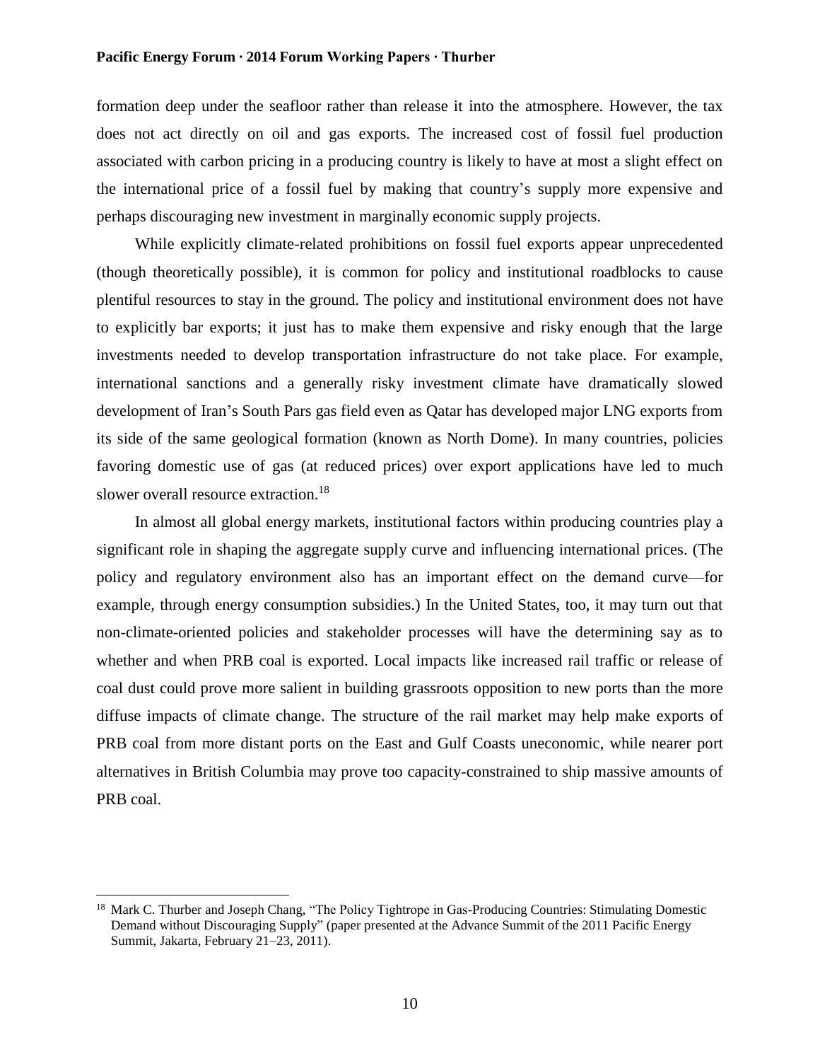formation deep under the seafloor rather than release it into the atmosphere. However, the tax does not act directly on oil and gas exports. The increased cost of fossil fuel production associated with carbon pricing in a producing country is likely to have at most a slight effect on the international price of a fossil fuel by making that country's supply more expensive and perhaps discouraging new investment in marginally economic supply projects.

While explicitly climate-related prohibitions on fossil fuel exports appear unprecedented (though theoretically possible), it is common for policy and institutional roadblocks to cause plentiful resources to stay in the ground. The policy and institutional environment does not have to explicitly bar exports; it just has to make them expensive and risky enough that the large investments needed to develop transportation infrastructure do not take place. For example, international sanctions and a generally risky investment climate have dramatically slowed development of Iran's South Pars gas field even as Qatar has developed major LNG exports from its side of the same geological formation (known as North Dome). In many countries, policies favoring domestic use of gas (at reduced prices) over export applications have led to much slower overall resource extraction.[18]

In almost all global energy markets, institutional factors within producing countries play a significant role in shaping the aggregate supply curve and influencing international prices. (The policy and regulatory environment also has an important effect on the demand curve—for example, through energy consumption subsidies.) In the United States, too, it may turn out that non-climate-oriented policies and stakeholder processes will have the determining say as to whether and when PRB coal is exported. Local impacts like increased rail traffic or release of coal dust could prove more salient in building grassroots opposition to new ports than the more diffuse impacts of climate change. The structure of the rail market may help make exports of PRB coal from more distant ports on the East and Gulf Coasts uneconomic, while nearer port alternatives in British Columbia may prove too capacity-constrained to ship massive amounts of PRB coal.

---

[18] Mark C. Thurber and Joseph Chang, "The Policy Tightrope in Gas-Producing Countries: Stimulating Domestic Demand without Discouraging Supply" (paper presented at the Advance Summit of the 2011 Pacific Energy Summit, Jakarta, February 21–23, 2011).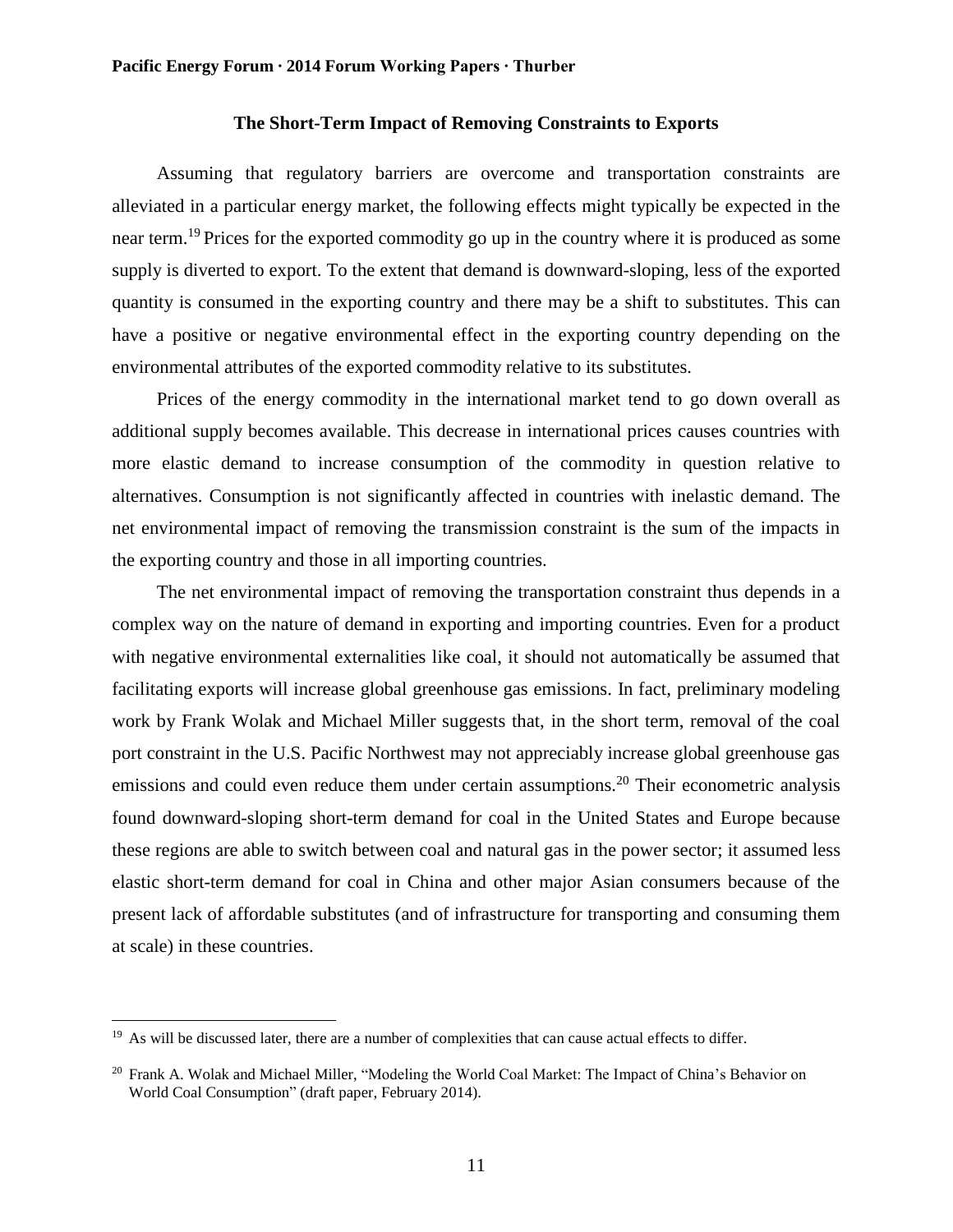### The Short-Term Impact of Removing Constraints to Exports

Assuming that regulatory barriers are overcome and transportation constraints are alleviated in a particular energy market, the following effects might typically be expected in the near term.[19] Prices for the exported commodity go up in the country where it is produced as some supply is diverted to export. To the extent that demand is downward-sloping, less of the exported quantity is consumed in the exporting country and there may be a shift to substitutes. This can have a positive or negative environmental effect in the exporting country depending on the environmental attributes of the exported commodity relative to its substitutes.

Prices of the energy commodity in the international market tend to go down overall as additional supply becomes available. This decrease in international prices causes countries with more elastic demand to increase consumption of the commodity in question relative to alternatives. Consumption is not significantly affected in countries with inelastic demand. The net environmental impact of removing the transmission constraint is the sum of the impacts in the exporting country and those in all importing countries.

The net environmental impact of removing the transportation constraint thus depends in a complex way on the nature of demand in exporting and importing countries. Even for a product with negative environmental externalities like coal, it should not automatically be assumed that facilitating exports will increase global greenhouse gas emissions. In fact, preliminary modeling work by Frank Wolak and Michael Miller suggests that, in the short term, removal of the coal port constraint in the U.S. Pacific Northwest may not appreciably increase global greenhouse gas emissions and could even reduce them under certain assumptions.[20] Their econometric analysis found downward-sloping short-term demand for coal in the United States and Europe because these regions are able to switch between coal and natural gas in the power sector; it assumed less elastic short-term demand for coal in China and other major Asian consumers because of the present lack of affordable substitutes (and of infrastructure for transporting and consuming them at scale) in these countries.

---

[19] As will be discussed later, there are a number of complexities that can cause actual effects to differ.

[20] Frank A. Wolak and Michael Miller, "Modeling the World Coal Market: The Impact of China's Behavior on World Coal Consumption" (draft paper, February 2014).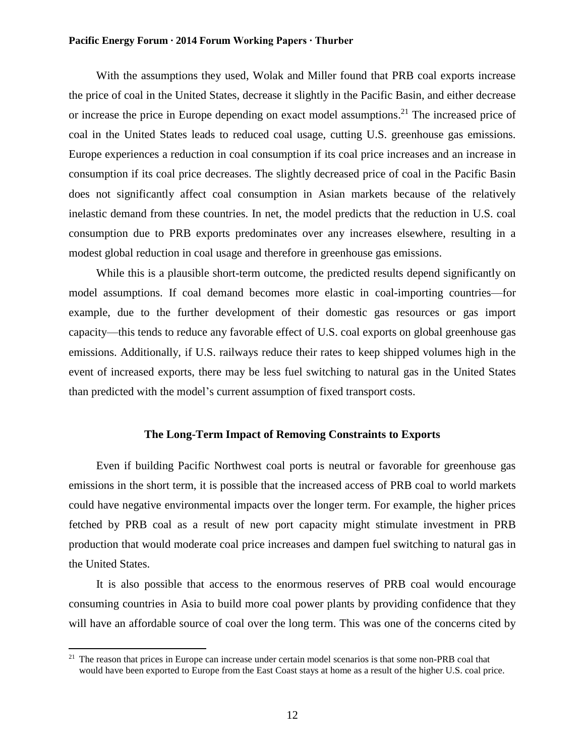With the assumptions they used, Wolak and Miller found that PRB coal exports increase the price of coal in the United States, decrease it slightly in the Pacific Basin, and either decrease or increase the price in Europe depending on exact model assumptions.[21] The increased price of coal in the United States leads to reduced coal usage, cutting U.S. greenhouse gas emissions. Europe experiences a reduction in coal consumption if its coal price increases and an increase in consumption if its coal price decreases. The slightly decreased price of coal in the Pacific Basin does not significantly affect coal consumption in Asian markets because of the relatively inelastic demand from these countries. In net, the model predicts that the reduction in U.S. coal consumption due to PRB exports predominates over any increases elsewhere, resulting in a modest global reduction in coal usage and therefore in greenhouse gas emissions.

While this is a plausible short-term outcome, the predicted results depend significantly on model assumptions. If coal demand becomes more elastic in coal-importing countries—for example, due to the further development of their domestic gas resources or gas import capacity—this tends to reduce any favorable effect of U.S. coal exports on global greenhouse gas emissions. Additionally, if U.S. railways reduce their rates to keep shipped volumes high in the event of increased exports, there may be less fuel switching to natural gas in the United States than predicted with the model's current assumption of fixed transport costs.

## The Long-Term Impact of Removing Constraints to Exports

Even if building Pacific Northwest coal ports is neutral or favorable for greenhouse gas emissions in the short term, it is possible that the increased access of PRB coal to world markets could have negative environmental impacts over the longer term. For example, the higher prices fetched by PRB coal as a result of new port capacity might stimulate investment in PRB production that would moderate coal price increases and dampen fuel switching to natural gas in the United States.

It is also possible that access to the enormous reserves of PRB coal would encourage consuming countries in Asia to build more coal power plants by providing confidence that they will have an affordable source of coal over the long term. This was one of the concerns cited by

[21] The reason that prices in Europe can increase under certain model scenarios is that some non-PRB coal that would have been exported to Europe from the East Coast stays at home as a result of the higher U.S. coal price.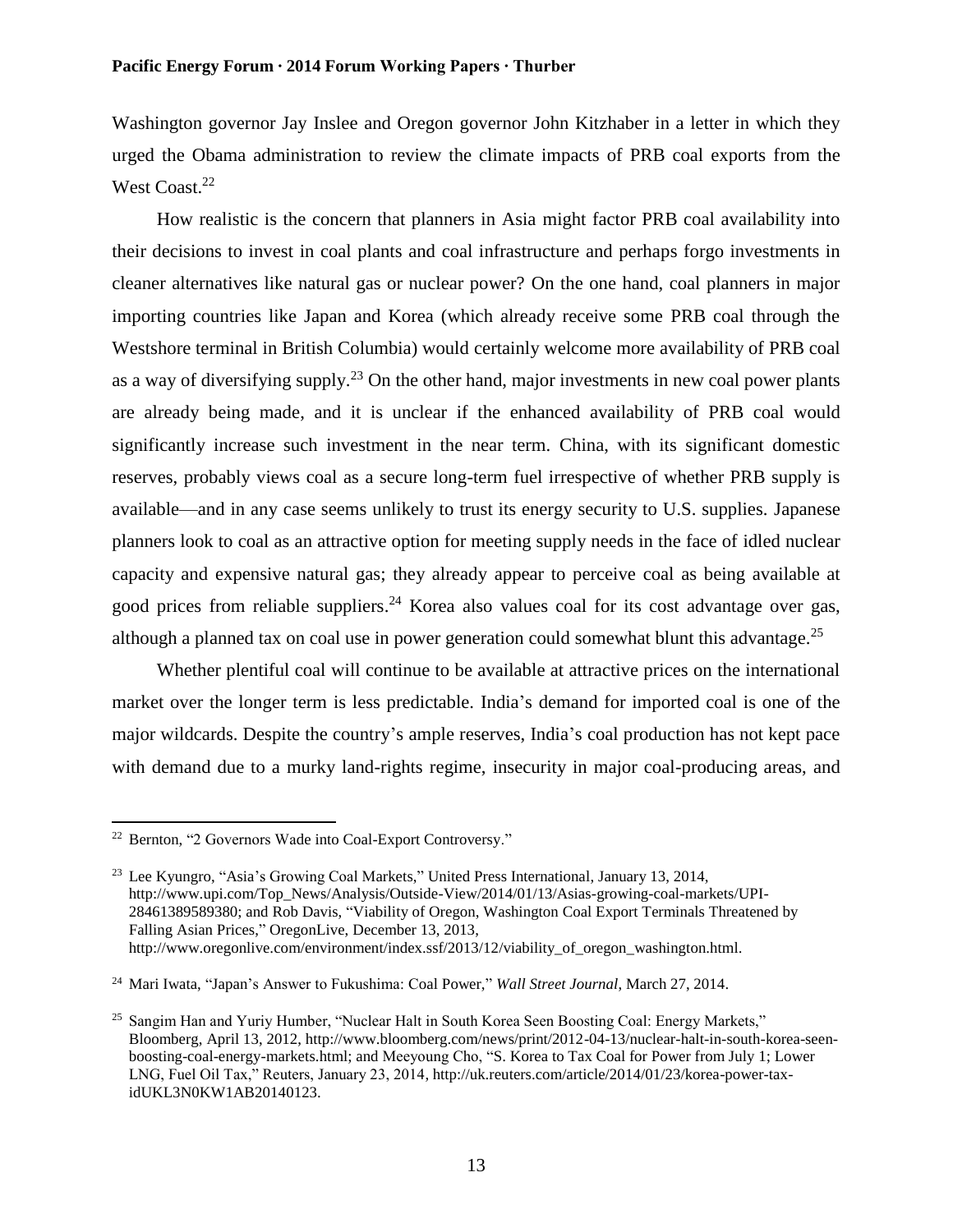Washington governor Jay Inslee and Oregon governor John Kitzhaber in a letter in which they urged the Obama administration to review the climate impacts of PRB coal exports from the West Coast.[22]

How realistic is the concern that planners in Asia might factor PRB coal availability into their decisions to invest in coal plants and coal infrastructure and perhaps forgo investments in cleaner alternatives like natural gas or nuclear power? On the one hand, coal planners in major importing countries like Japan and Korea (which already receive some PRB coal through the Westshore terminal in British Columbia) would certainly welcome more availability of PRB coal as a way of diversifying supply.[23] On the other hand, major investments in new coal power plants are already being made, and it is unclear if the enhanced availability of PRB coal would significantly increase such investment in the near term. China, with its significant domestic reserves, probably views coal as a secure long-term fuel irrespective of whether PRB supply is available—and in any case seems unlikely to trust its energy security to U.S. supplies. Japanese planners look to coal as an attractive option for meeting supply needs in the face of idled nuclear capacity and expensive natural gas; they already appear to perceive coal as being available at good prices from reliable suppliers.[24] Korea also values coal for its cost advantage over gas, although a planned tax on coal use in power generation could somewhat blunt this advantage.[25]

Whether plentiful coal will continue to be available at attractive prices on the international market over the longer term is less predictable. India's demand for imported coal is one of the major wildcards. Despite the country's ample reserves, India's coal production has not kept pace with demand due to a murky land-rights regime, insecurity in major coal-producing areas, and

---

[22] Bernton, "2 Governors Wade into Coal-Export Controversy."

[23] Lee Kyungro, "Asia's Growing Coal Markets," United Press International, January 13, 2014, http://www.upi.com/Top_News/Analysis/Outside-View/2014/01/13/Asias-growing-coal-markets/UPI-28461389589380; and Rob Davis, "Viability of Oregon, Washington Coal Export Terminals Threatened by Falling Asian Prices," OregonLive, December 13, 2013, http://www.oregonlive.com/environment/index.ssf/2013/12/viability_of_oregon_washington.html.

[24] Mari Iwata, "Japan's Answer to Fukushima: Coal Power," *Wall Street Journal*, March 27, 2014.

[25] Sangim Han and Yuriy Humber, "Nuclear Halt in South Korea Seen Boosting Coal: Energy Markets," Bloomberg, April 13, 2012, http://www.bloomberg.com/news/print/2012-04-13/nuclear-halt-in-south-korea-seen-boosting-coal-energy-markets.html; and Meeyoung Cho, "S. Korea to Tax Coal for Power from July 1; Lower LNG, Fuel Oil Tax," Reuters, January 23, 2014, http://uk.reuters.com/article/2014/01/23/korea-power-tax-idUKL3N0KW1AB20140123.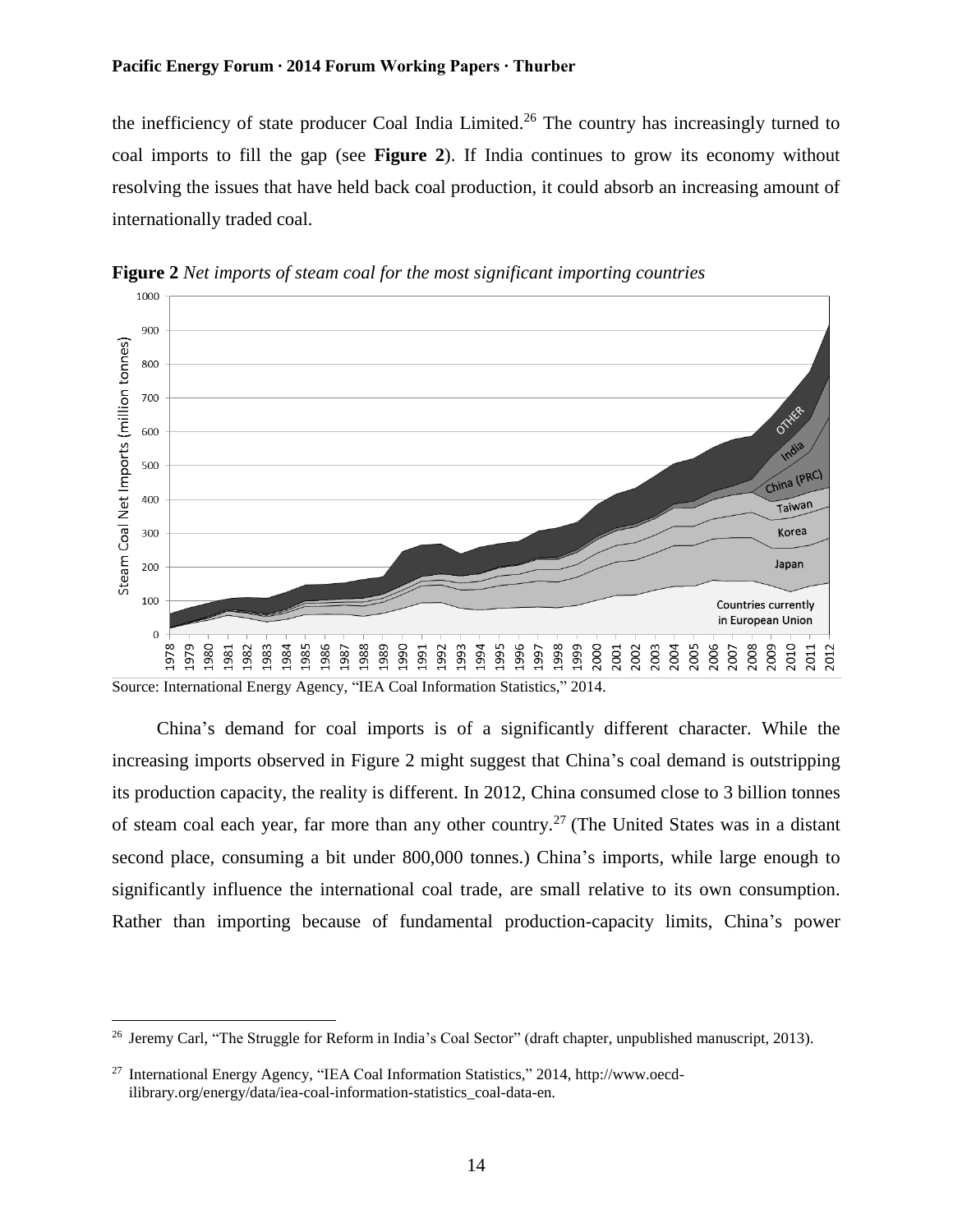the inefficiency of state producer Coal India Limited.[26] The country has increasingly turned to coal imports to fill the gap (see **Figure 2**). If India continues to grow its economy without resolving the issues that have held back coal production, it could absorb an increasing amount of internationally traded coal.

**Figure 2** *Net imports of steam coal for the most significant importing countries*

Source: International Energy Agency, "IEA Coal Information Statistics," 2014.

China's demand for coal imports is of a significantly different character. While the increasing imports observed in Figure 2 might suggest that China's coal demand is outstripping its production capacity, the reality is different. In 2012, China consumed close to 3 billion tonnes of steam coal each year, far more than any other country.[27] (The United States was in a distant second place, consuming a bit under 800,000 tonnes.) China's imports, while large enough to significantly influence the international coal trade, are small relative to its own consumption. Rather than importing because of fundamental production-capacity limits, China's power

[26] Jeremy Carl, "The Struggle for Reform in India's Coal Sector" (draft chapter, unpublished manuscript, 2013).

[27] International Energy Agency, "IEA Coal Information Statistics," 2014, http://www.oecd-ilibrary.org/energy/data/iea-coal-information-statistics_coal-data-en.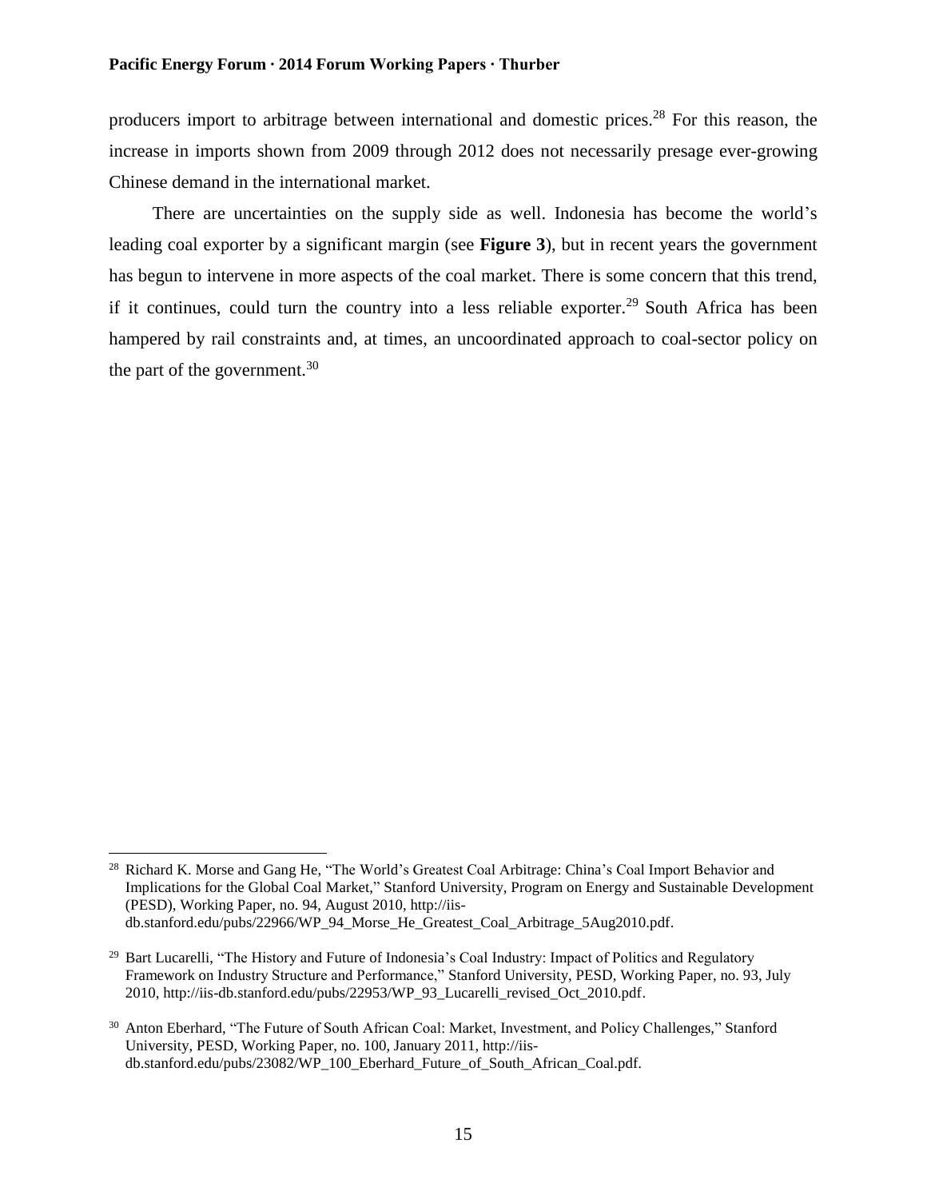producers import to arbitrage between international and domestic prices.[28] For this reason, the increase in imports shown from 2009 through 2012 does not necessarily presage ever-growing Chinese demand in the international market.

There are uncertainties on the supply side as well. Indonesia has become the world's leading coal exporter by a significant margin (see **Figure 3**), but in recent years the government has begun to intervene in more aspects of the coal market. There is some concern that this trend, if it continues, could turn the country into a less reliable exporter.[29] South Africa has been hampered by rail constraints and, at times, an uncoordinated approach to coal-sector policy on the part of the government.[30]

---

[28] Richard K. Morse and Gang He, "The World's Greatest Coal Arbitrage: China's Coal Import Behavior and Implications for the Global Coal Market," Stanford University, Program on Energy and Sustainable Development (PESD), Working Paper, no. 94, August 2010, http://iis-db.stanford.edu/pubs/22966/WP_94_Morse_He_Greatest_Coal_Arbitrage_5Aug2010.pdf.

[29] Bart Lucarelli, "The History and Future of Indonesia's Coal Industry: Impact of Politics and Regulatory Framework on Industry Structure and Performance," Stanford University, PESD, Working Paper, no. 93, July 2010, http://iis-db.stanford.edu/pubs/22953/WP_93_Lucarelli_revised_Oct_2010.pdf.

[30] Anton Eberhard, "The Future of South African Coal: Market, Investment, and Policy Challenges," Stanford University, PESD, Working Paper, no. 100, January 2011, http://iis-db.stanford.edu/pubs/23082/WP_100_Eberhard_Future_of_South_African_Coal.pdf.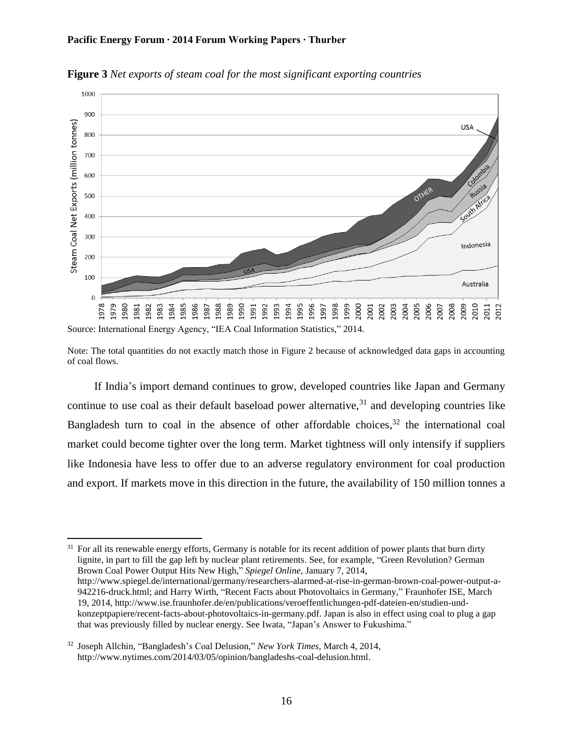**Figure 3** *Net exports of steam coal for the most significant exporting countries*

Source: International Energy Agency, "IEA Coal Information Statistics," 2014.

Note: The total quantities do not exactly match those in Figure 2 because of acknowledged data gaps in accounting of coal flows.

If India's import demand continues to grow, developed countries like Japan and Germany continue to use coal as their default baseload power alternative,[31] and developing countries like Bangladesh turn to coal in the absence of other affordable choices,[32] the international coal market could become tighter over the long term. Market tightness will only intensify if suppliers like Indonesia have less to offer due to an adverse regulatory environment for coal production and export. If markets move in this direction in the future, the availability of 150 million tonnes a

---

[31] For all its renewable energy efforts, Germany is notable for its recent addition of power plants that burn dirty lignite, in part to fill the gap left by nuclear plant retirements. See, for example, "Green Revolution? German Brown Coal Power Output Hits New High," *Spiegel Online*, January 7, 2014, http://www.spiegel.de/international/germany/researchers-alarmed-at-rise-in-german-brown-coal-power-output-a-942216-druck.html; and Harry Wirth, "Recent Facts about Photovoltaics in Germany," Fraunhofer ISE, March 19, 2014, http://www.ise.fraunhofer.de/en/publications/veroeffentlichungen-pdf-dateien-en/studien-und-konzeptpapiere/recent-facts-about-photovoltaics-in-germany.pdf. Japan is also in effect using coal to plug a gap that was previously filled by nuclear energy. See Iwata, "Japan's Answer to Fukushima."

[32] Joseph Allchin, "Bangladesh's Coal Delusion," *New York Times*, March 4, 2014, http://www.nytimes.com/2014/03/05/opinion/bangladeshs-coal-delusion.html.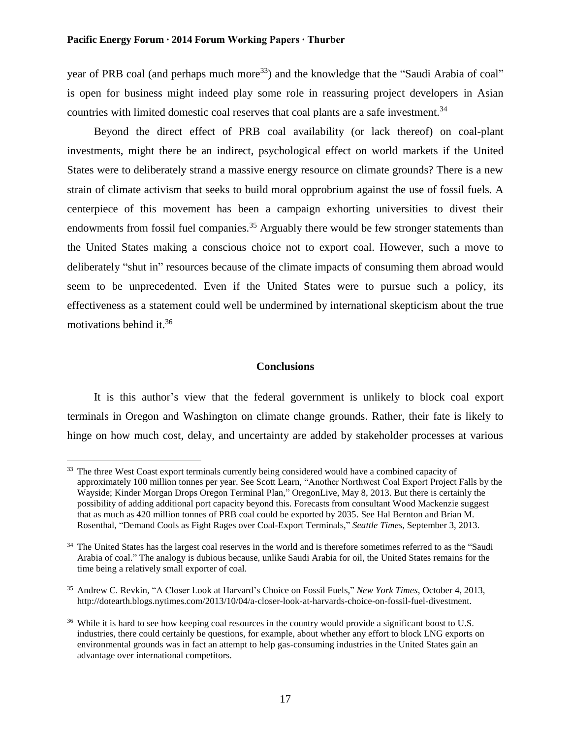year of PRB coal (and perhaps much more[33]) and the knowledge that the "Saudi Arabia of coal" is open for business might indeed play some role in reassuring project developers in Asian countries with limited domestic coal reserves that coal plants are a safe investment.[34]

Beyond the direct effect of PRB coal availability (or lack thereof) on coal-plant investments, might there be an indirect, psychological effect on world markets if the United States were to deliberately strand a massive energy resource on climate grounds? There is a new strain of climate activism that seeks to build moral opprobrium against the use of fossil fuels. A centerpiece of this movement has been a campaign exhorting universities to divest their endowments from fossil fuel companies.[35] Arguably there would be few stronger statements than the United States making a conscious choice not to export coal. However, such a move to deliberately "shut in" resources because of the climate impacts of consuming them abroad would seem to be unprecedented. Even if the United States were to pursue such a policy, its effectiveness as a statement could well be undermined by international skepticism about the true motivations behind it.[36]

## Conclusions

It is this author's view that the federal government is unlikely to block coal export terminals in Oregon and Washington on climate change grounds. Rather, their fate is likely to hinge on how much cost, delay, and uncertainty are added by stakeholder processes at various

---

[33] The three West Coast export terminals currently being considered would have a combined capacity of approximately 100 million tonnes per year. See Scott Learn, "Another Northwest Coal Export Project Falls by the Wayside; Kinder Morgan Drops Oregon Terminal Plan," OregonLive, May 8, 2013. But there is certainly the possibility of adding additional port capacity beyond this. Forecasts from consultant Wood Mackenzie suggest that as much as 420 million tonnes of PRB coal could be exported by 2035. See Hal Bernton and Brian M. Rosenthal, "Demand Cools as Fight Rages over Coal-Export Terminals," *Seattle Times*, September 3, 2013.

[34] The United States has the largest coal reserves in the world and is therefore sometimes referred to as the "Saudi Arabia of coal." The analogy is dubious because, unlike Saudi Arabia for oil, the United States remains for the time being a relatively small exporter of coal.

[35] Andrew C. Revkin, "A Closer Look at Harvard's Choice on Fossil Fuels," *New York Times*, October 4, 2013, http://dotearth.blogs.nytimes.com/2013/10/04/a-closer-look-at-harvards-choice-on-fossil-fuel-divestment.

[36] While it is hard to see how keeping coal resources in the country would provide a significant boost to U.S. industries, there could certainly be questions, for example, about whether any effort to block LNG exports on environmental grounds was in fact an attempt to help gas-consuming industries in the United States gain an advantage over international competitors.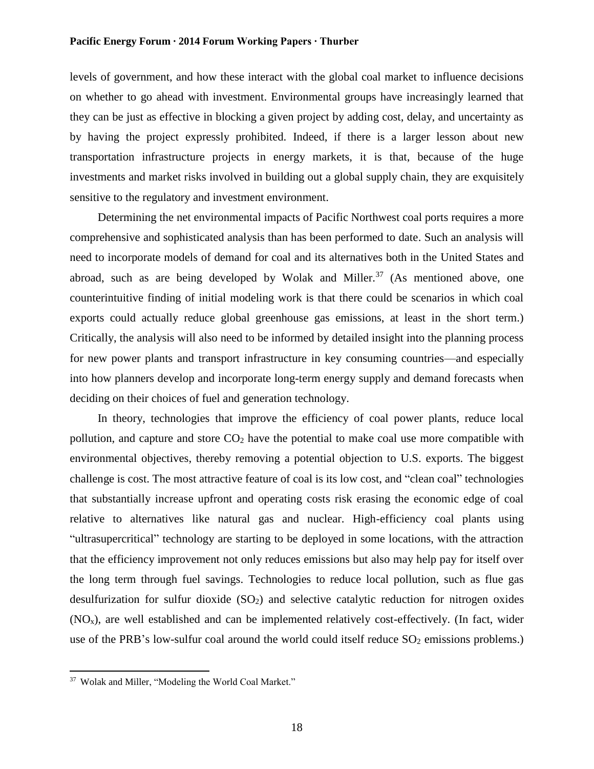levels of government, and how these interact with the global coal market to influence decisions on whether to go ahead with investment. Environmental groups have increasingly learned that they can be just as effective in blocking a given project by adding cost, delay, and uncertainty as by having the project expressly prohibited. Indeed, if there is a larger lesson about new transportation infrastructure projects in energy markets, it is that, because of the huge investments and market risks involved in building out a global supply chain, they are exquisitely sensitive to the regulatory and investment environment.

Determining the net environmental impacts of Pacific Northwest coal ports requires a more comprehensive and sophisticated analysis than has been performed to date. Such an analysis will need to incorporate models of demand for coal and its alternatives both in the United States and abroad, such as are being developed by Wolak and Miller.[37] (As mentioned above, one counterintuitive finding of initial modeling work is that there could be scenarios in which coal exports could actually reduce global greenhouse gas emissions, at least in the short term.) Critically, the analysis will also need to be informed by detailed insight into the planning process for new power plants and transport infrastructure in key consuming countries—and especially into how planners develop and incorporate long-term energy supply and demand forecasts when deciding on their choices of fuel and generation technology.

In theory, technologies that improve the efficiency of coal power plants, reduce local pollution, and capture and store $CO_2$ have the potential to make coal use more compatible with environmental objectives, thereby removing a potential objection to U.S. exports. The biggest challenge is cost. The most attractive feature of coal is its low cost, and "clean coal" technologies that substantially increase upfront and operating costs risk erasing the economic edge of coal relative to alternatives like natural gas and nuclear. High-efficiency coal plants using "ultrasupercritical" technology are starting to be deployed in some locations, with the attraction that the efficiency improvement not only reduces emissions but also may help pay for itself over the long term through fuel savings. Technologies to reduce local pollution, such as flue gas desulfurization for sulfur dioxide ($SO_2$) and selective catalytic reduction for nitrogen oxides ($NO_x$), are well established and can be implemented relatively cost-effectively. (In fact, wider use of the PRB's low-sulfur coal around the world could itself reduce $SO_2$ emissions problems.)

---

[37] Wolak and Miller, "Modeling the World Coal Market."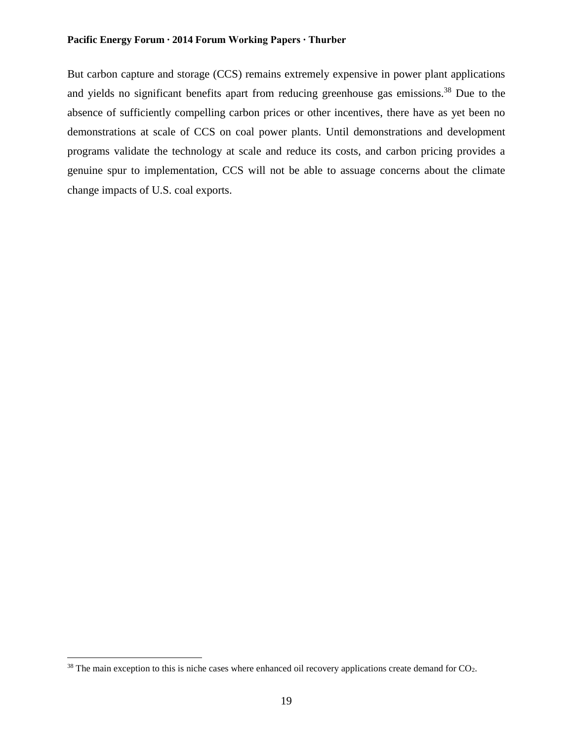But carbon capture and storage (CCS) remains extremely expensive in power plant applications and yields no significant benefits apart from reducing greenhouse gas emissions.[38] Due to the absence of sufficiently compelling carbon prices or other incentives, there have as yet been no demonstrations at scale of CCS on coal power plants. Until demonstrations and development programs validate the technology at scale and reduce its costs, and carbon pricing provides a genuine spur to implementation, CCS will not be able to assuage concerns about the climate change impacts of U.S. coal exports.

[38] The main exception to this is niche cases where enhanced oil recovery applications create demand for $CO_2$.